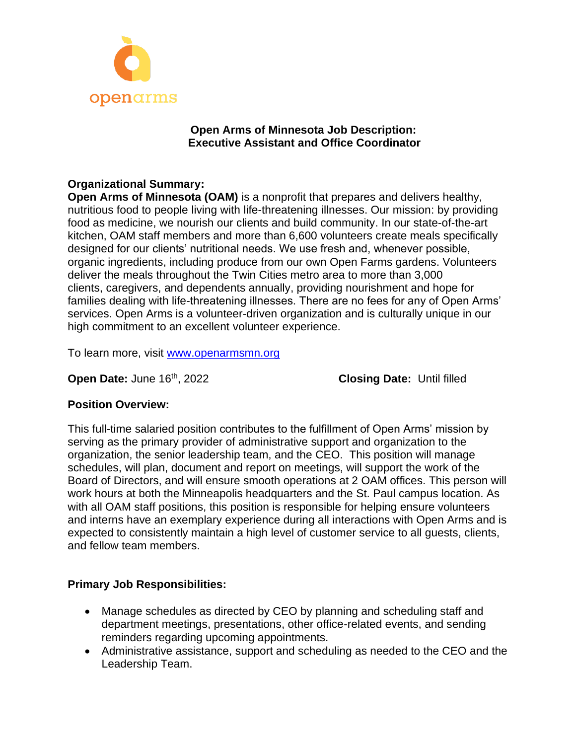openarms

# Open Arms of Minnesota Job Description: Executive Assistant and Office Coordinator

## Organizational Summary:

**Open Arms of Minnesota (OAM)** is a nonprofit that prepares and delivers healthy, nutritious food to people living with life-threatening illnesses. Our mission: by providing food as medicine, we nourish our clients and build community. In our state-of-the-art kitchen, OAM staff members and more than 6,600 volunteers create meals specifically designed for our clients' nutritional needs. We use fresh and, whenever possible, organic ingredients, including produce from our own Open Farms gardens. Volunteers deliver the meals throughout the Twin Cities metro area to more than 3,000 clients, caregivers, and dependents annually, providing nourishment and hope for families dealing with life-threatening illnesses. There are no fees for any of Open Arms' services. Open Arms is a volunteer-driven organization and is culturally unique in our high commitment to an excellent volunteer experience.

To learn more, visit www.openarmsmn.org

**Open Date:** June 16th, 2022 **Closing Date:** Until filled

## Position Overview:

This full-time salaried position contributes to the fulfillment of Open Arms' mission by serving as the primary provider of administrative support and organization to the organization, the senior leadership team, and the CEO. This position will manage schedules, will plan, document and report on meetings, will support the work of the Board of Directors, and will ensure smooth operations at 2 OAM offices. This person will work hours at both the Minneapolis headquarters and the St. Paul campus location. As with all OAM staff positions, this position is responsible for helping ensure volunteers and interns have an exemplary experience during all interactions with Open Arms and is expected to consistently maintain a high level of customer service to all guests, clients, and fellow team members.

## Primary Job Responsibilities:

- Manage schedules as directed by CEO by planning and scheduling staff and department meetings, presentations, other office-related events, and sending reminders regarding upcoming appointments.
- Administrative assistance, support and scheduling as needed to the CEO and the Leadership Team.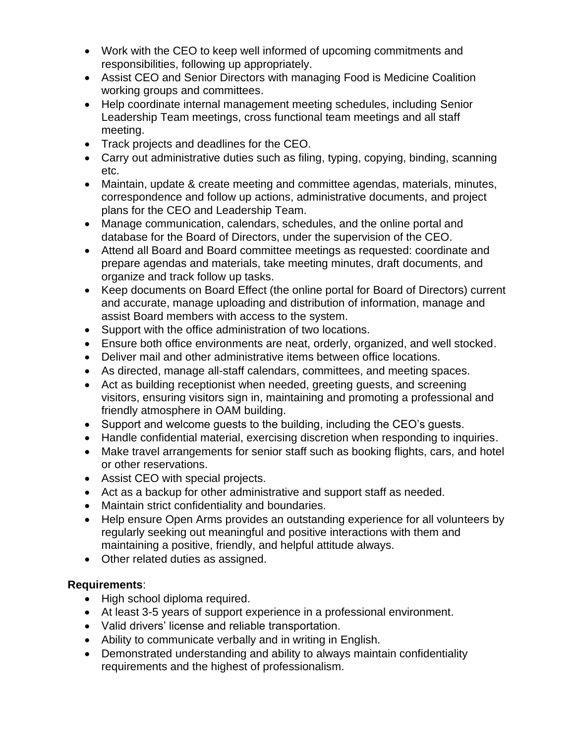- Work with the CEO to keep well informed of upcoming commitments and responsibilities, following up appropriately.
- Assist CEO and Senior Directors with managing Food is Medicine Coalition working groups and committees.
- Help coordinate internal management meeting schedules, including Senior Leadership Team meetings, cross functional team meetings and all staff meeting.
- Track projects and deadlines for the CEO.
- Carry out administrative duties such as filing, typing, copying, binding, scanning etc.
- Maintain, update & create meeting and committee agendas, materials, minutes, correspondence and follow up actions, administrative documents, and project plans for the CEO and Leadership Team.
- Manage communication, calendars, schedules, and the online portal and database for the Board of Directors, under the supervision of the CEO.
- Attend all Board and Board committee meetings as requested: coordinate and prepare agendas and materials, take meeting minutes, draft documents, and organize and track follow up tasks.
- Keep documents on Board Effect (the online portal for Board of Directors) current and accurate, manage uploading and distribution of information, manage and assist Board members with access to the system.
- Support with the office administration of two locations.
- Ensure both office environments are neat, orderly, organized, and well stocked.
- Deliver mail and other administrative items between office locations.
- As directed, manage all-staff calendars, committees, and meeting spaces.
- Act as building receptionist when needed, greeting guests, and screening visitors, ensuring visitors sign in, maintaining and promoting a professional and friendly atmosphere in OAM building.
- Support and welcome guests to the building, including the CEO's guests.
- Handle confidential material, exercising discretion when responding to inquiries.
- Make travel arrangements for senior staff such as booking flights, cars, and hotel or other reservations.
- Assist CEO with special projects.
- Act as a backup for other administrative and support staff as needed.
- Maintain strict confidentiality and boundaries.
- Help ensure Open Arms provides an outstanding experience for all volunteers by regularly seeking out meaningful and positive interactions with them and maintaining a positive, friendly, and helpful attitude always.
- Other related duties as assigned.

**Requirements**:

- High school diploma required.
- At least 3-5 years of support experience in a professional environment.
- Valid drivers' license and reliable transportation.
- Ability to communicate verbally and in writing in English.
- Demonstrated understanding and ability to always maintain confidentiality requirements and the highest of professionalism.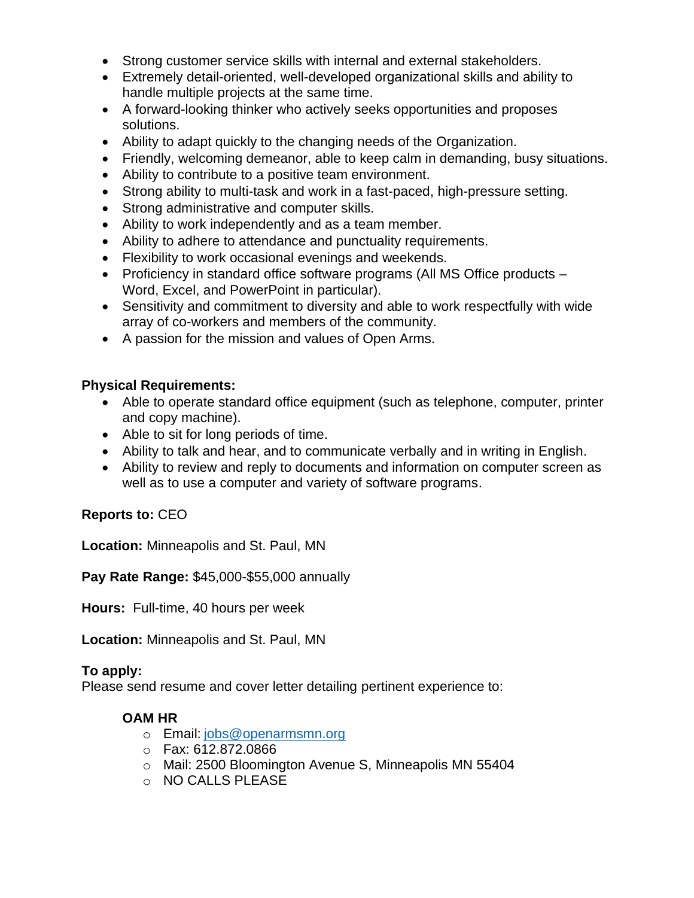- Strong customer service skills with internal and external stakeholders.
- Extremely detail-oriented, well-developed organizational skills and ability to handle multiple projects at the same time.
- A forward-looking thinker who actively seeks opportunities and proposes solutions.
- Ability to adapt quickly to the changing needs of the Organization.
- Friendly, welcoming demeanor, able to keep calm in demanding, busy situations.
- Ability to contribute to a positive team environment.
- Strong ability to multi-task and work in a fast-paced, high-pressure setting.
- Strong administrative and computer skills.
- Ability to work independently and as a team member.
- Ability to adhere to attendance and punctuality requirements.
- Flexibility to work occasional evenings and weekends.
- Proficiency in standard office software programs (All MS Office products – Word, Excel, and PowerPoint in particular).
- Sensitivity and commitment to diversity and able to work respectfully with wide array of co-workers and members of the community.
- A passion for the mission and values of Open Arms.

**Physical Requirements:**

- Able to operate standard office equipment (such as telephone, computer, printer and copy machine).
- Able to sit for long periods of time.
- Ability to talk and hear, and to communicate verbally and in writing in English.
- Ability to review and reply to documents and information on computer screen as well as to use a computer and variety of software programs.

**Reports to:** CEO

**Location:** Minneapolis and St. Paul, MN

**Pay Rate Range:** $45,000-$55,000 annually

**Hours:** Full-time, 40 hours per week

**Location:** Minneapolis and St. Paul, MN

**To apply:**
Please send resume and cover letter detailing pertinent experience to:

**OAM HR**

- Email: jobs@openarmsmn.org
- Fax: 612.872.0866
- Mail: 2500 Bloomington Avenue S, Minneapolis MN 55404
- NO CALLS PLEASE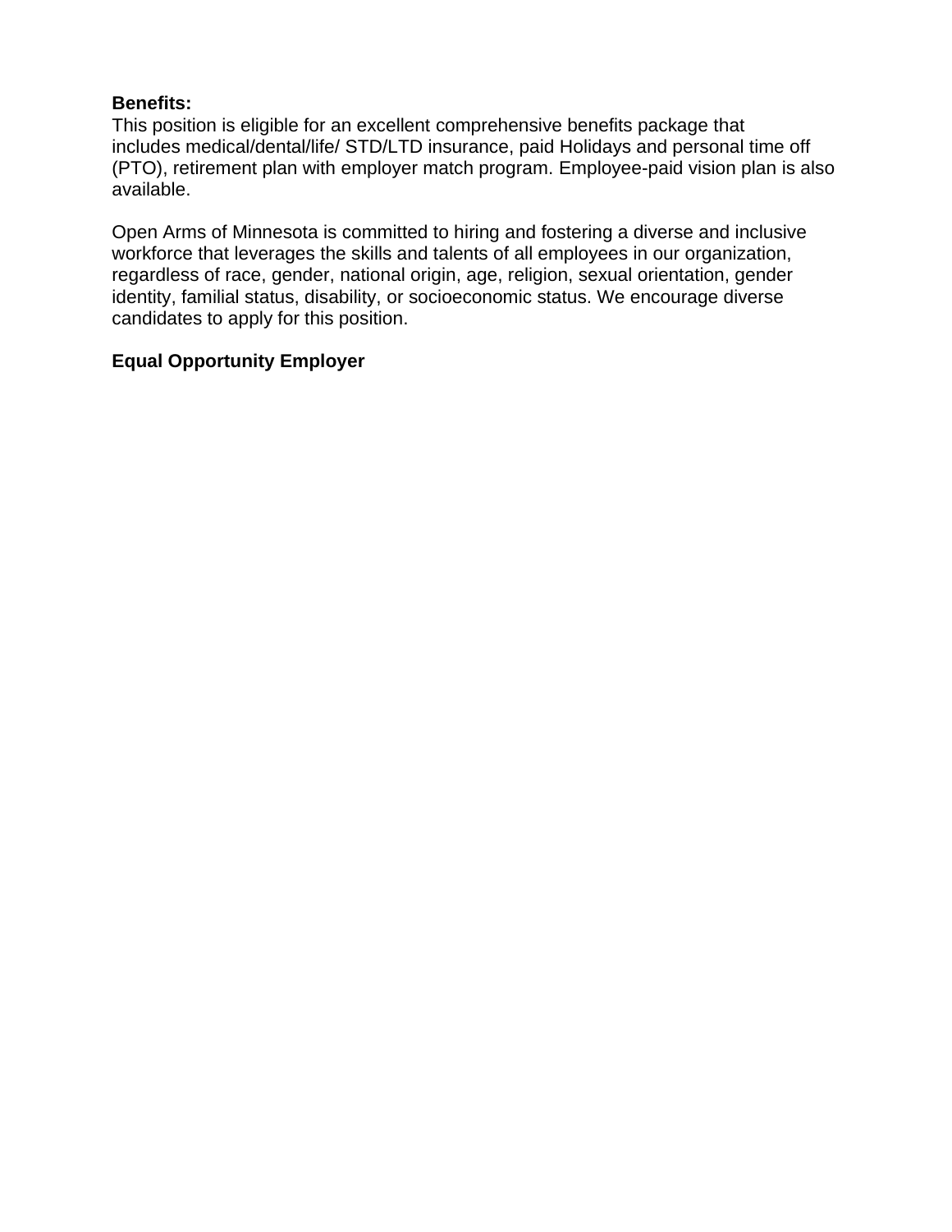**Benefits:**
This position is eligible for an excellent comprehensive benefits package that includes medical/dental/life/ STD/LTD insurance, paid Holidays and personal time off (PTO), retirement plan with employer match program. Employee-paid vision plan is also available.

Open Arms of Minnesota is committed to hiring and fostering a diverse and inclusive workforce that leverages the skills and talents of all employees in our organization, regardless of race, gender, national origin, age, religion, sexual orientation, gender identity, familial status, disability, or socioeconomic status. We encourage diverse candidates to apply for this position.

**Equal Opportunity Employer**